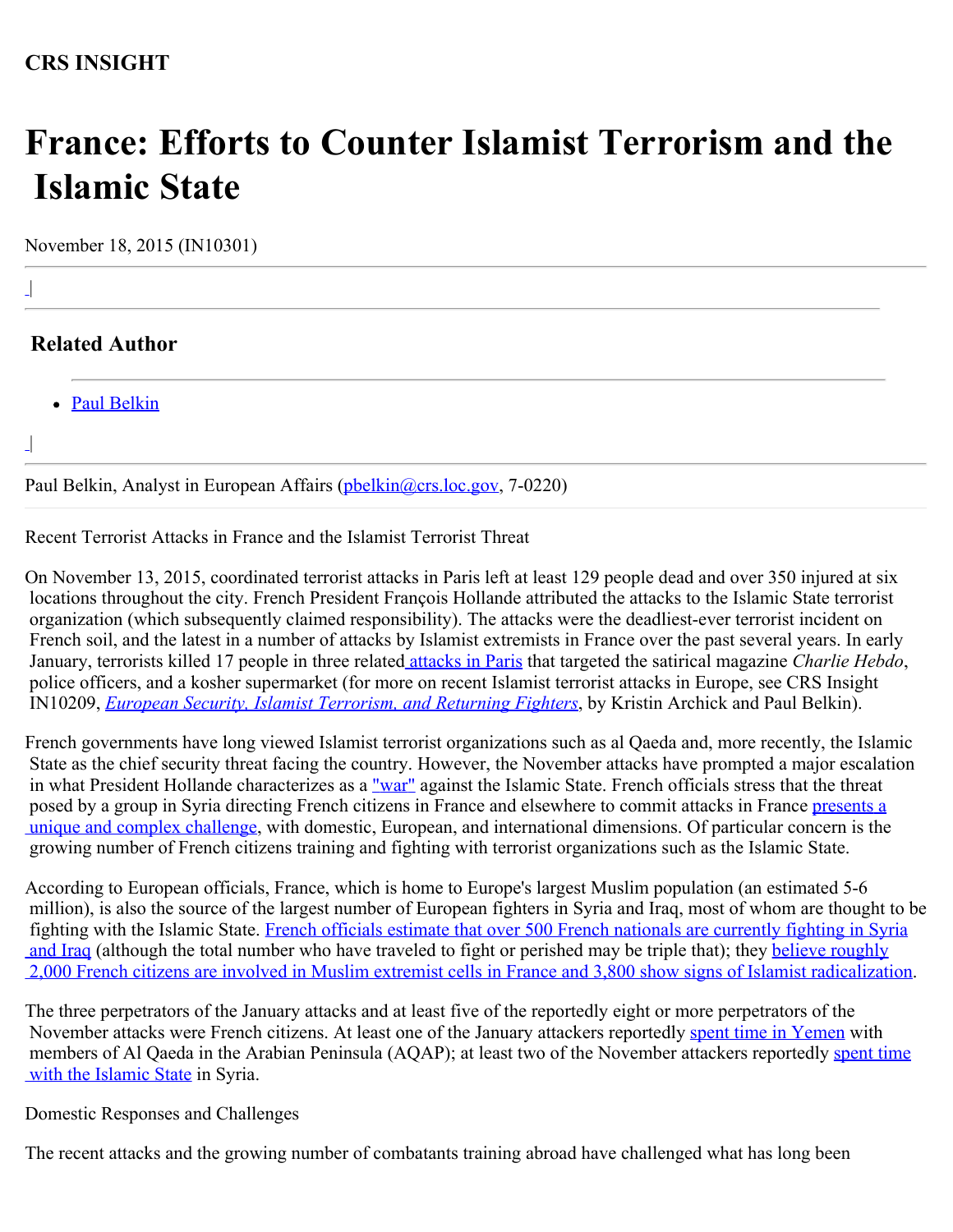**CRS INSIGHT**

# France: Efforts to Counter Islamist Terrorism and the Islamic State

November 18, 2015 (IN10301)

---

## Related Author

- Paul Belkin

---

Paul Belkin, Analyst in European Affairs (pbelkin@crs.loc.gov, 7-0220)

Recent Terrorist Attacks in France and the Islamist Terrorist Threat

On November 13, 2015, coordinated terrorist attacks in Paris left at least 129 people dead and over 350 injured at six locations throughout the city. French President François Hollande attributed the attacks to the Islamic State terrorist organization (which subsequently claimed responsibility). The attacks were the deadliest-ever terrorist incident on French soil, and the latest in a number of attacks by Islamist extremists in France over the past several years. In early January, terrorists killed 17 people in three related attacks in Paris that targeted the satirical magazine *Charlie Hebdo*, police officers, and a kosher supermarket (for more on recent Islamist terrorist attacks in Europe, see CRS Insight IN10209, *European Security, Islamist Terrorism, and Returning Fighters*, by Kristin Archick and Paul Belkin).

French governments have long viewed Islamist terrorist organizations such as al Qaeda and, more recently, the Islamic State as the chief security threat facing the country. However, the November attacks have prompted a major escalation in what President Hollande characterizes as a "war" against the Islamic State. French officials stress that the threat posed by a group in Syria directing French citizens in France and elsewhere to commit attacks in France presents a unique and complex challenge, with domestic, European, and international dimensions. Of particular concern is the growing number of French citizens training and fighting with terrorist organizations such as the Islamic State.

According to European officials, France, which is home to Europe's largest Muslim population (an estimated 5-6 million), is also the source of the largest number of European fighters in Syria and Iraq, most of whom are thought to be fighting with the Islamic State. French officials estimate that over 500 French nationals are currently fighting in Syria and Iraq (although the total number who have traveled to fight or perished may be triple that); they believe roughly 2,000 French citizens are involved in Muslim extremist cells in France and 3,800 show signs of Islamist radicalization.

The three perpetrators of the January attacks and at least five of the reportedly eight or more perpetrators of the November attacks were French citizens. At least one of the January attackers reportedly spent time in Yemen with members of Al Qaeda in the Arabian Peninsula (AQAP); at least two of the November attackers reportedly spent time with the Islamic State in Syria.

Domestic Responses and Challenges

The recent attacks and the growing number of combatants training abroad have challenged what has long been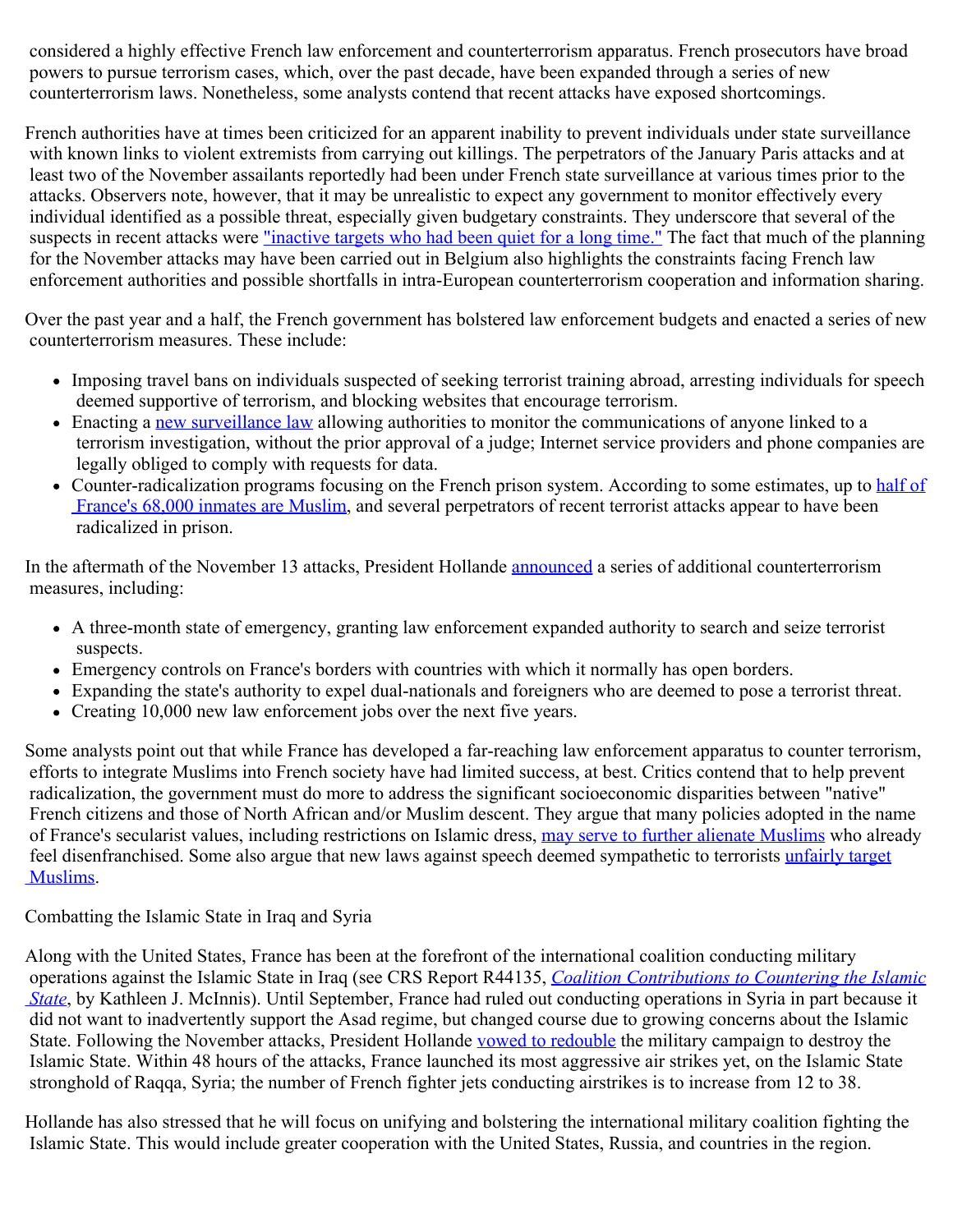considered a highly effective French law enforcement and counterterrorism apparatus. French prosecutors have broad powers to pursue terrorism cases, which, over the past decade, have been expanded through a series of new counterterrorism laws. Nonetheless, some analysts contend that recent attacks have exposed shortcomings.

French authorities have at times been criticized for an apparent inability to prevent individuals under state surveillance with known links to violent extremists from carrying out killings. The perpetrators of the January Paris attacks and at least two of the November assailants reportedly had been under French state surveillance at various times prior to the attacks. Observers note, however, that it may be unrealistic to expect any government to monitor effectively every individual identified as a possible threat, especially given budgetary constraints. They underscore that several of the suspects in recent attacks were "inactive targets who had been quiet for a long time." The fact that much of the planning for the November attacks may have been carried out in Belgium also highlights the constraints facing French law enforcement authorities and possible shortfalls in intra-European counterterrorism cooperation and information sharing.

Over the past year and a half, the French government has bolstered law enforcement budgets and enacted a series of new counterterrorism measures. These include:

- Imposing travel bans on individuals suspected of seeking terrorist training abroad, arresting individuals for speech deemed supportive of terrorism, and blocking websites that encourage terrorism.
- Enacting a new surveillance law allowing authorities to monitor the communications of anyone linked to a terrorism investigation, without the prior approval of a judge; Internet service providers and phone companies are legally obliged to comply with requests for data.
- Counter-radicalization programs focusing on the French prison system. According to some estimates, up to half of France's 68,000 inmates are Muslim, and several perpetrators of recent terrorist attacks appear to have been radicalized in prison.

In the aftermath of the November 13 attacks, President Hollande announced a series of additional counterterrorism measures, including:

- A three-month state of emergency, granting law enforcement expanded authority to search and seize terrorist suspects.
- Emergency controls on France's borders with countries with which it normally has open borders.
- Expanding the state's authority to expel dual-nationals and foreigners who are deemed to pose a terrorist threat.
- Creating 10,000 new law enforcement jobs over the next five years.

Some analysts point out that while France has developed a far-reaching law enforcement apparatus to counter terrorism, efforts to integrate Muslims into French society have had limited success, at best. Critics contend that to help prevent radicalization, the government must do more to address the significant socioeconomic disparities between "native" French citizens and those of North African and/or Muslim descent. They argue that many policies adopted in the name of France's secularist values, including restrictions on Islamic dress, may serve to further alienate Muslims who already feel disenfranchised. Some also argue that new laws against speech deemed sympathetic to terrorists unfairly target Muslims.

## Combatting the Islamic State in Iraq and Syria

Along with the United States, France has been at the forefront of the international coalition conducting military operations against the Islamic State in Iraq (see CRS Report R44135, *Coalition Contributions to Countering the Islamic State*, by Kathleen J. McInnis). Until September, France had ruled out conducting operations in Syria in part because it did not want to inadvertently support the Asad regime, but changed course due to growing concerns about the Islamic State. Following the November attacks, President Hollande vowed to redouble the military campaign to destroy the Islamic State. Within 48 hours of the attacks, France launched its most aggressive air strikes yet, on the Islamic State stronghold of Raqqa, Syria; the number of French fighter jets conducting airstrikes is to increase from 12 to 38.

Hollande has also stressed that he will focus on unifying and bolstering the international military coalition fighting the Islamic State. This would include greater cooperation with the United States, Russia, and countries in the region.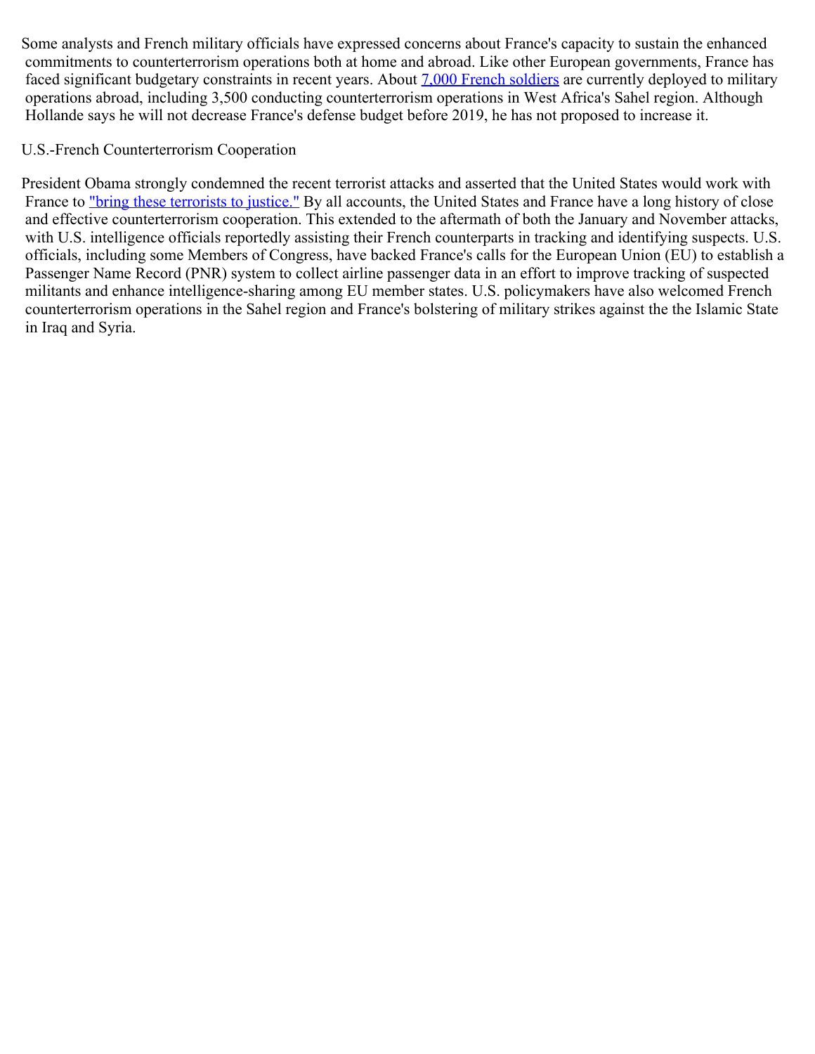Some analysts and French military officials have expressed concerns about France's capacity to sustain the enhanced commitments to counterterrorism operations both at home and abroad. Like other European governments, France has faced significant budgetary constraints in recent years. About 7,000 French soldiers are currently deployed to military operations abroad, including 3,500 conducting counterterrorism operations in West Africa's Sahel region. Although Hollande says he will not decrease France's defense budget before 2019, he has not proposed to increase it.

## U.S.-French Counterterrorism Cooperation

President Obama strongly condemned the recent terrorist attacks and asserted that the United States would work with France to "bring these terrorists to justice." By all accounts, the United States and France have a long history of close and effective counterterrorism cooperation. This extended to the aftermath of both the January and November attacks, with U.S. intelligence officials reportedly assisting their French counterparts in tracking and identifying suspects. U.S. officials, including some Members of Congress, have backed France's calls for the European Union (EU) to establish a Passenger Name Record (PNR) system to collect airline passenger data in an effort to improve tracking of suspected militants and enhance intelligence-sharing among EU member states. U.S. policymakers have also welcomed French counterterrorism operations in the Sahel region and France's bolstering of military strikes against the the Islamic State in Iraq and Syria.